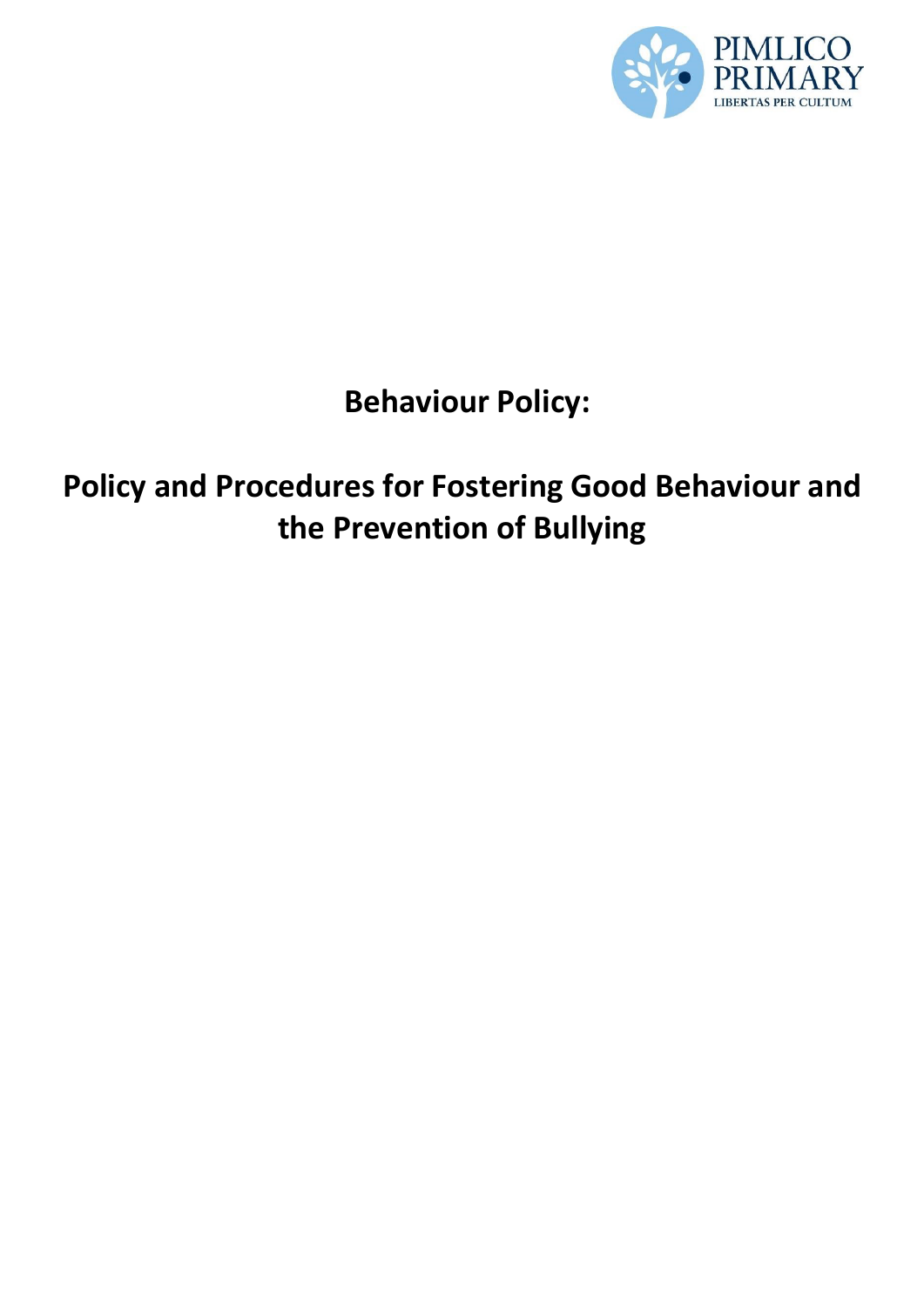PIMLICO PRIMARY

LIBERTAS PER CULTUM

# Behaviour Policy:

# Policy and Procedures for Fostering Good Behaviour and the Prevention of Bullying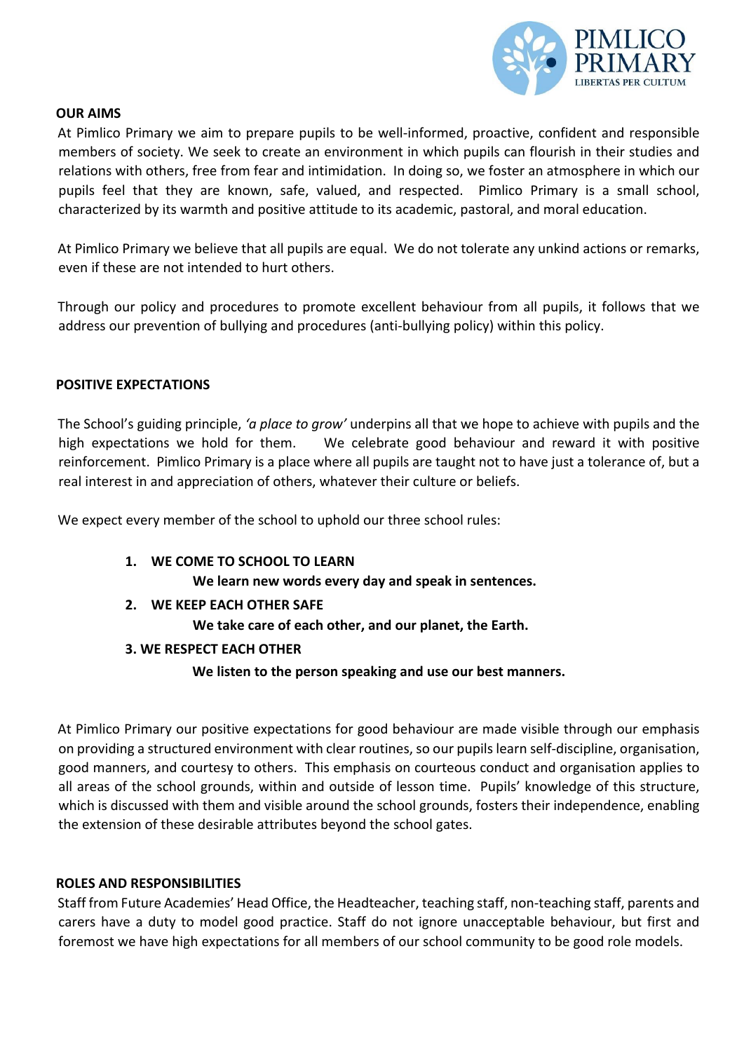## OUR AIMS

At Pimlico Primary we aim to prepare pupils to be well-informed, proactive, confident and responsible members of society. We seek to create an environment in which pupils can flourish in their studies and relations with others, free from fear and intimidation. In doing so, we foster an atmosphere in which our pupils feel that they are known, safe, valued, and respected. Pimlico Primary is a small school, characterized by its warmth and positive attitude to its academic, pastoral, and moral education.

At Pimlico Primary we believe that all pupils are equal. We do not tolerate any unkind actions or remarks, even if these are not intended to hurt others.

Through our policy and procedures to promote excellent behaviour from all pupils, it follows that we address our prevention of bullying and procedures (anti-bullying policy) within this policy.

## POSITIVE EXPECTATIONS

The School's guiding principle, *'a place to grow'* underpins all that we hope to achieve with pupils and the high expectations we hold for them. We celebrate good behaviour and reward it with positive reinforcement. Pimlico Primary is a place where all pupils are taught not to have just a tolerance of, but a real interest in and appreciation of others, whatever their culture or beliefs.

We expect every member of the school to uphold our three school rules:

1. **WE COME TO SCHOOL TO LEARN**
   **We learn new words every day and speak in sentences.**
2. **WE KEEP EACH OTHER SAFE**
   **We take care of each other, and our planet, the Earth.**
3. **WE RESPECT EACH OTHER**
   **We listen to the person speaking and use our best manners.**

At Pimlico Primary our positive expectations for good behaviour are made visible through our emphasis on providing a structured environment with clear routines, so our pupils learn self-discipline, organisation, good manners, and courtesy to others. This emphasis on courteous conduct and organisation applies to all areas of the school grounds, within and outside of lesson time. Pupils' knowledge of this structure, which is discussed with them and visible around the school grounds, fosters their independence, enabling the extension of these desirable attributes beyond the school gates.

## ROLES AND RESPONSIBILITIES

Staff from Future Academies' Head Office, the Headteacher, teaching staff, non-teaching staff, parents and carers have a duty to model good practice. Staff do not ignore unacceptable behaviour, but first and foremost we have high expectations for all members of our school community to be good role models.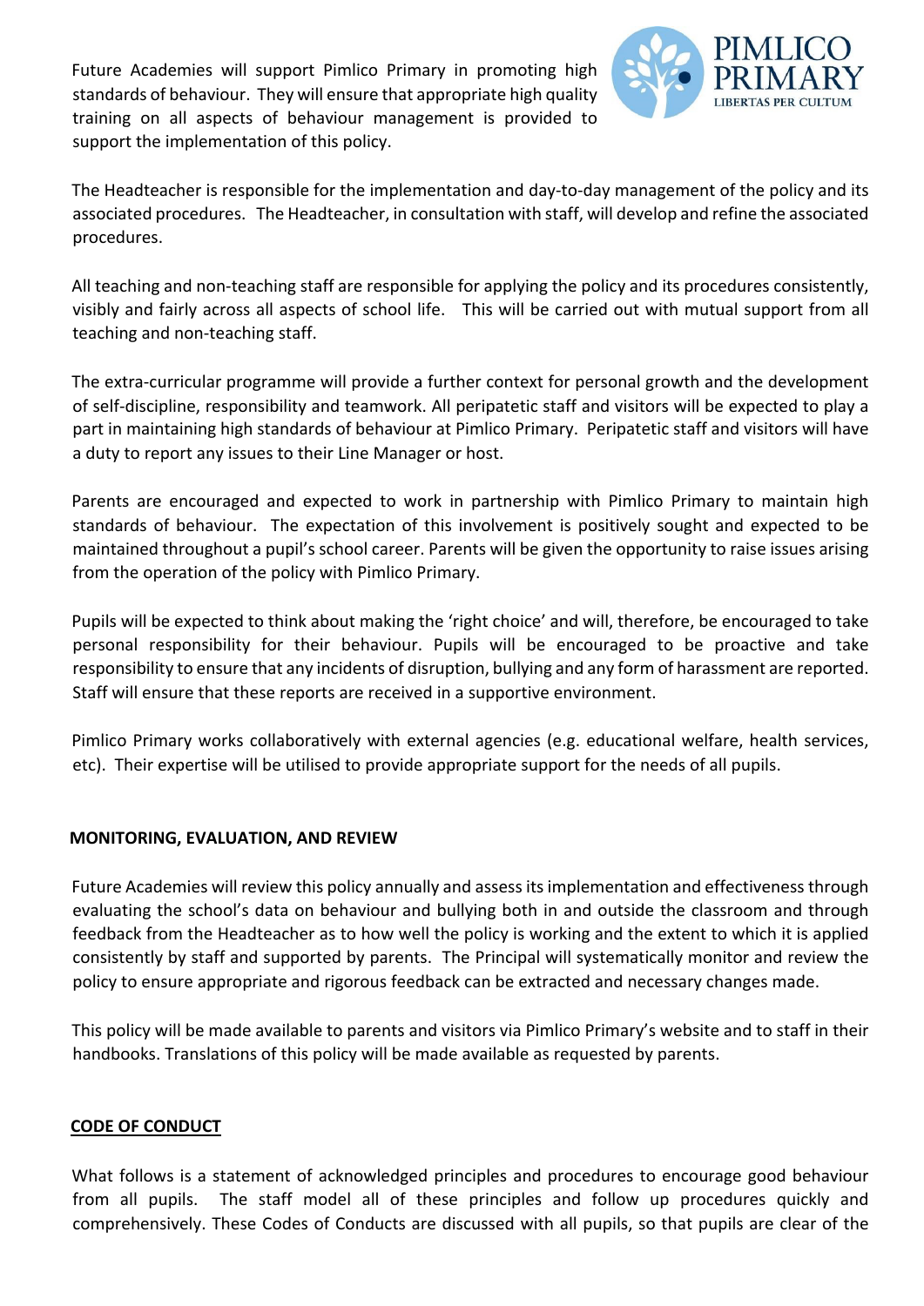Future Academies will support Pimlico Primary in promoting high standards of behaviour. They will ensure that appropriate high quality training on all aspects of behaviour management is provided to support the implementation of this policy.

The Headteacher is responsible for the implementation and day-to-day management of the policy and its associated procedures. The Headteacher, in consultation with staff, will develop and refine the associated procedures.

All teaching and non-teaching staff are responsible for applying the policy and its procedures consistently, visibly and fairly across all aspects of school life. This will be carried out with mutual support from all teaching and non-teaching staff.

The extra-curricular programme will provide a further context for personal growth and the development of self-discipline, responsibility and teamwork. All peripatetic staff and visitors will be expected to play a part in maintaining high standards of behaviour at Pimlico Primary. Peripatetic staff and visitors will have a duty to report any issues to their Line Manager or host.

Parents are encouraged and expected to work in partnership with Pimlico Primary to maintain high standards of behaviour. The expectation of this involvement is positively sought and expected to be maintained throughout a pupil's school career. Parents will be given the opportunity to raise issues arising from the operation of the policy with Pimlico Primary.

Pupils will be expected to think about making the 'right choice' and will, therefore, be encouraged to take personal responsibility for their behaviour. Pupils will be encouraged to be proactive and take responsibility to ensure that any incidents of disruption, bullying and any form of harassment are reported. Staff will ensure that these reports are received in a supportive environment.

Pimlico Primary works collaboratively with external agencies (e.g. educational welfare, health services, etc). Their expertise will be utilised to provide appropriate support for the needs of all pupils.

## MONITORING, EVALUATION, AND REVIEW

Future Academies will review this policy annually and assess its implementation and effectiveness through evaluating the school's data on behaviour and bullying both in and outside the classroom and through feedback from the Headteacher as to how well the policy is working and the extent to which it is applied consistently by staff and supported by parents. The Principal will systematically monitor and review the policy to ensure appropriate and rigorous feedback can be extracted and necessary changes made.

This policy will be made available to parents and visitors via Pimlico Primary's website and to staff in their handbooks. Translations of this policy will be made available as requested by parents.

## CODE OF CONDUCT

What follows is a statement of acknowledged principles and procedures to encourage good behaviour from all pupils. The staff model all of these principles and follow up procedures quickly and comprehensively. These Codes of Conducts are discussed with all pupils, so that pupils are clear of the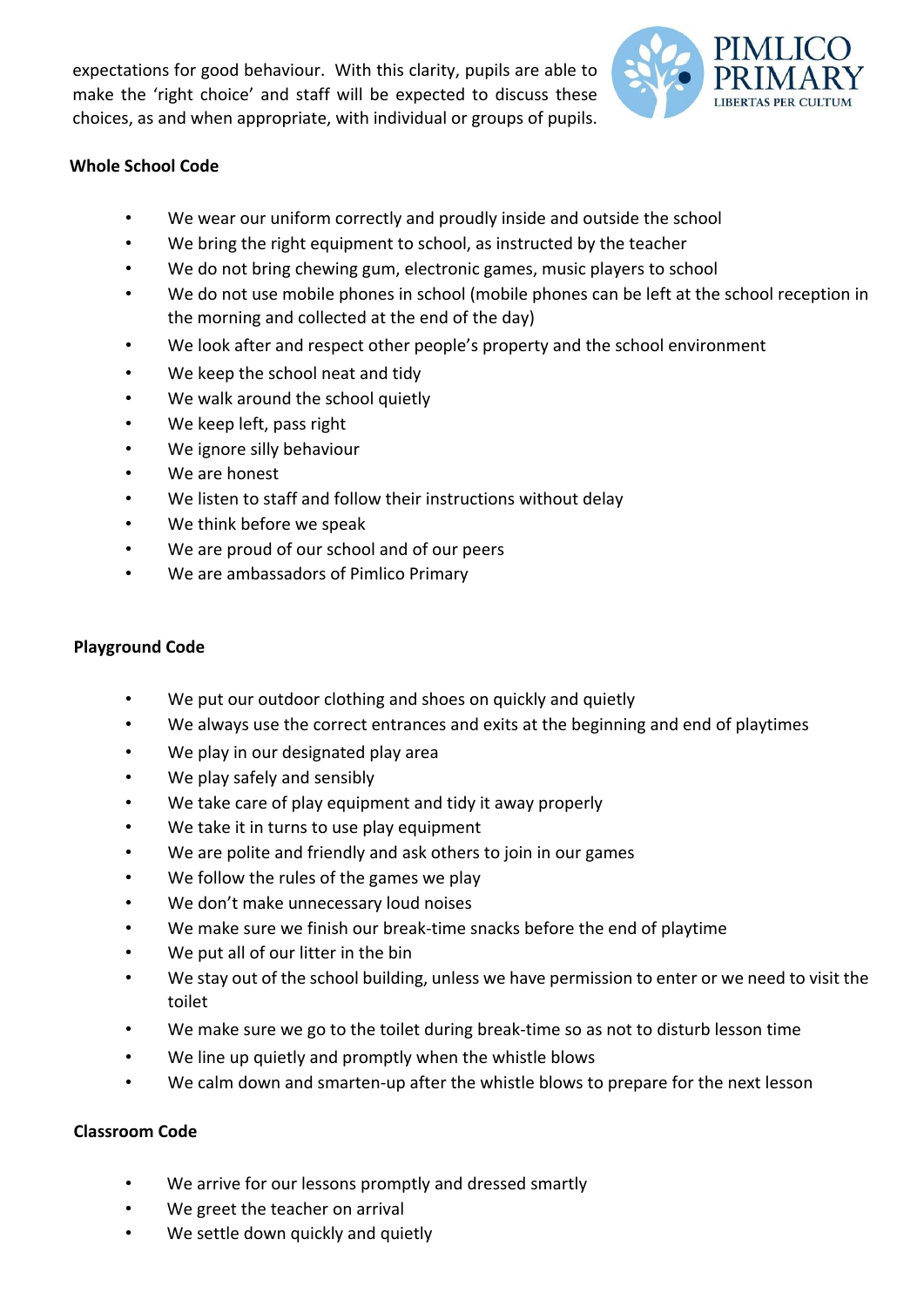expectations for good behaviour. With this clarity, pupils are able to make the 'right choice' and staff will be expected to discuss these choices, as and when appropriate, with individual or groups of pupils.

## Whole School Code

- We wear our uniform correctly and proudly inside and outside the school
- We bring the right equipment to school, as instructed by the teacher
- We do not bring chewing gum, electronic games, music players to school
- We do not use mobile phones in school (mobile phones can be left at the school reception in the morning and collected at the end of the day)
- We look after and respect other people's property and the school environment
- We keep the school neat and tidy
- We walk around the school quietly
- We keep left, pass right
- We ignore silly behaviour
- We are honest
- We listen to staff and follow their instructions without delay
- We think before we speak
- We are proud of our school and of our peers
- We are ambassadors of Pimlico Primary

## Playground Code

- We put our outdoor clothing and shoes on quickly and quietly
- We always use the correct entrances and exits at the beginning and end of playtimes
- We play in our designated play area
- We play safely and sensibly
- We take care of play equipment and tidy it away properly
- We take it in turns to use play equipment
- We are polite and friendly and ask others to join in our games
- We follow the rules of the games we play
- We don't make unnecessary loud noises
- We make sure we finish our break-time snacks before the end of playtime
- We put all of our litter in the bin
- We stay out of the school building, unless we have permission to enter or we need to visit the toilet
- We make sure we go to the toilet during break-time so as not to disturb lesson time
- We line up quietly and promptly when the whistle blows
- We calm down and smarten-up after the whistle blows to prepare for the next lesson

## Classroom Code

- We arrive for our lessons promptly and dressed smartly
- We greet the teacher on arrival
- We settle down quickly and quietly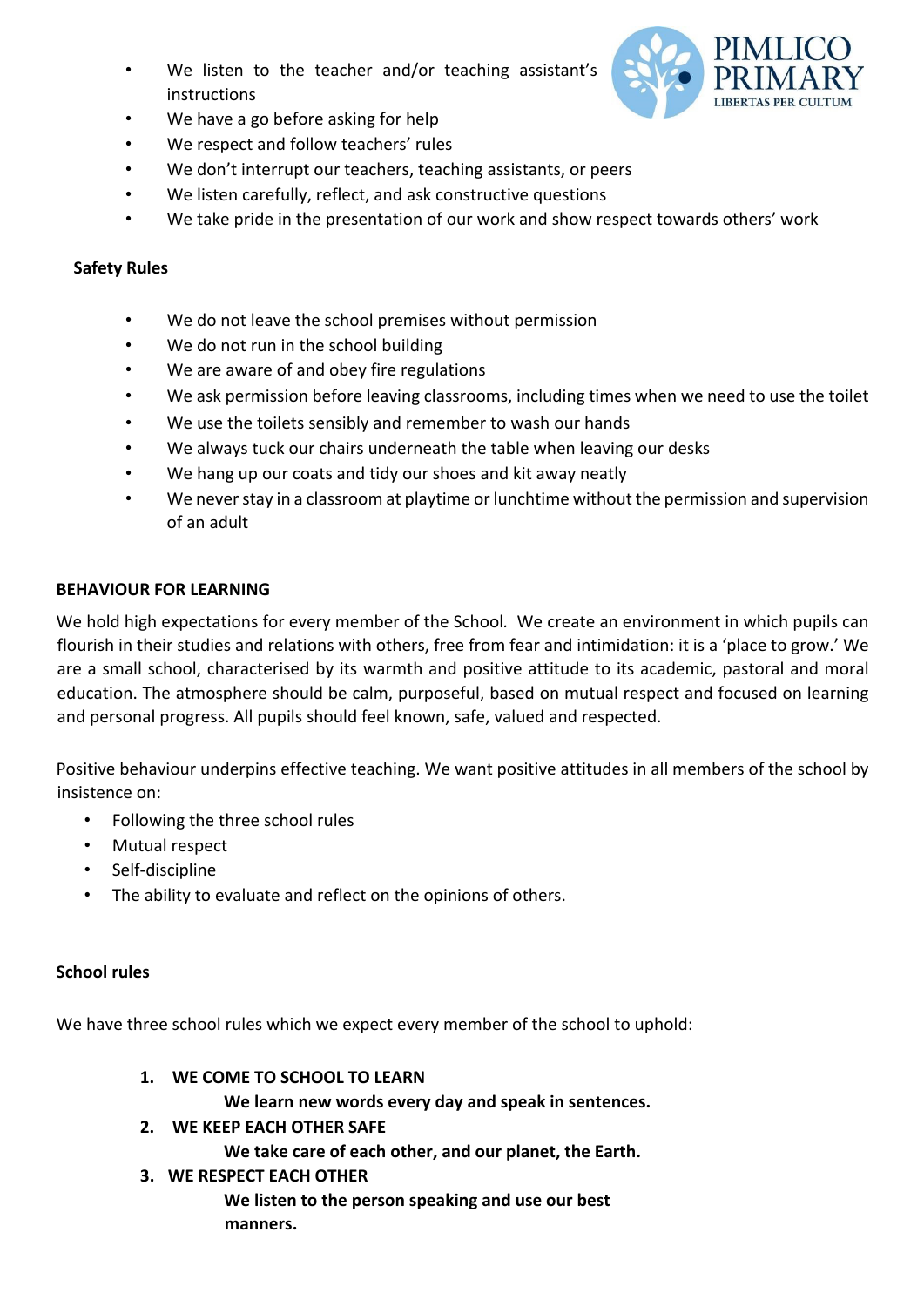- We listen to the teacher and/or teaching assistant's instructions
- We have a go before asking for help
- We respect and follow teachers' rules
- We don't interrupt our teachers, teaching assistants, or peers
- We listen carefully, reflect, and ask constructive questions
- We take pride in the presentation of our work and show respect towards others' work

**Safety Rules**

- We do not leave the school premises without permission
- We do not run in the school building
- We are aware of and obey fire regulations
- We ask permission before leaving classrooms, including times when we need to use the toilet
- We use the toilets sensibly and remember to wash our hands
- We always tuck our chairs underneath the table when leaving our desks
- We hang up our coats and tidy our shoes and kit away neatly
- We never stay in a classroom at playtime or lunchtime without the permission and supervision of an adult

## BEHAVIOUR FOR LEARNING

We hold high expectations for every member of the School. We create an environment in which pupils can flourish in their studies and relations with others, free from fear and intimidation: it is a 'place to grow.' We are a small school, characterised by its warmth and positive attitude to its academic, pastoral and moral education. The atmosphere should be calm, purposeful, based on mutual respect and focused on learning and personal progress. All pupils should feel known, safe, valued and respected.

Positive behaviour underpins effective teaching. We want positive attitudes in all members of the school by insistence on:

- Following the three school rules
- Mutual respect
- Self-discipline
- The ability to evaluate and reflect on the opinions of others.

**School rules**

We have three school rules which we expect every member of the school to uphold:

1. **WE COME TO SCHOOL TO LEARN**
   **We learn new words every day and speak in sentences.**
2. **WE KEEP EACH OTHER SAFE**
   **We take care of each other, and our planet, the Earth.**
3. **WE RESPECT EACH OTHER**
   **We listen to the person speaking and use our best manners.**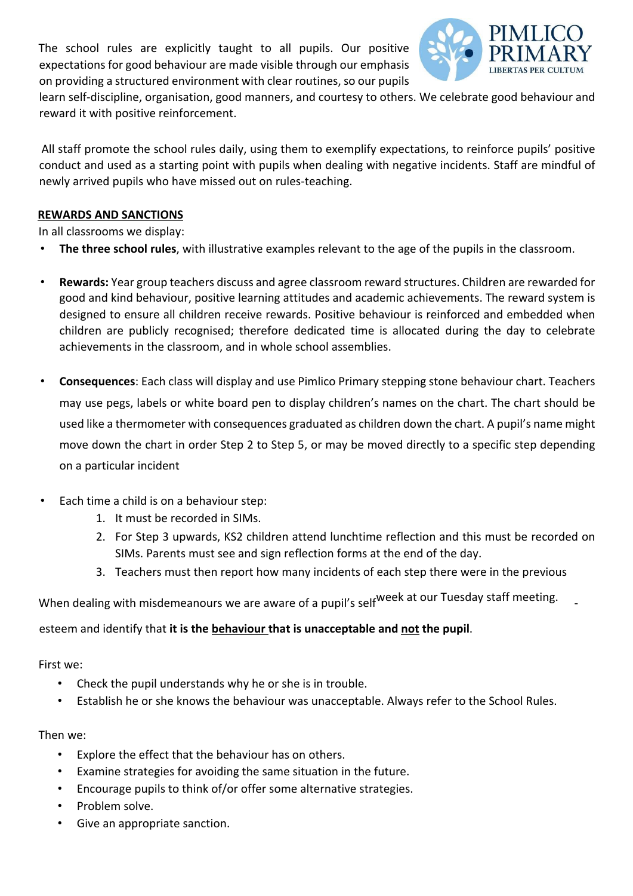The school rules are explicitly taught to all pupils. Our positive expectations for good behaviour are made visible through our emphasis on providing a structured environment with clear routines, so our pupils learn self-discipline, organisation, good manners, and courtesy to others. We celebrate good behaviour and reward it with positive reinforcement.

All staff promote the school rules daily, using them to exemplify expectations, to reinforce pupils' positive conduct and used as a starting point with pupils when dealing with negative incidents. Staff are mindful of newly arrived pupils who have missed out on rules-teaching.

## REWARDS AND SANCTIONS

In all classrooms we display:

- **The three school rules**, with illustrative examples relevant to the age of the pupils in the classroom.
- **Rewards:** Year group teachers discuss and agree classroom reward structures. Children are rewarded for good and kind behaviour, positive learning attitudes and academic achievements. The reward system is designed to ensure all children receive rewards. Positive behaviour is reinforced and embedded when children are publicly recognised; therefore dedicated time is allocated during the day to celebrate achievements in the classroom, and in whole school assemblies.
- **Consequences**: Each class will display and use Pimlico Primary stepping stone behaviour chart. Teachers may use pegs, labels or white board pen to display children's names on the chart. The chart should be used like a thermometer with consequences graduated as children down the chart. A pupil's name might move down the chart in order Step 2 to Step 5, or may be moved directly to a specific step depending on a particular incident
- Each time a child is on a behaviour step:
  1. It must be recorded in SIMs.
  2. For Step 3 upwards, KS2 children attend lunchtime reflection and this must be recorded on SIMs. Parents must see and sign reflection forms at the end of the day.
  3. Teachers must then report how many incidents of each step there were in the previous week at our Tuesday staff meeting.

When dealing with misdemeanours we are aware of a pupil's self-esteem and identify that **it is the behaviour that is unacceptable and not the pupil**.

First we:

- Check the pupil understands why he or she is in trouble.
- Establish he or she knows the behaviour was unacceptable. Always refer to the School Rules.

Then we:

- Explore the effect that the behaviour has on others.
- Examine strategies for avoiding the same situation in the future.
- Encourage pupils to think of/or offer some alternative strategies.
- Problem solve.
- Give an appropriate sanction.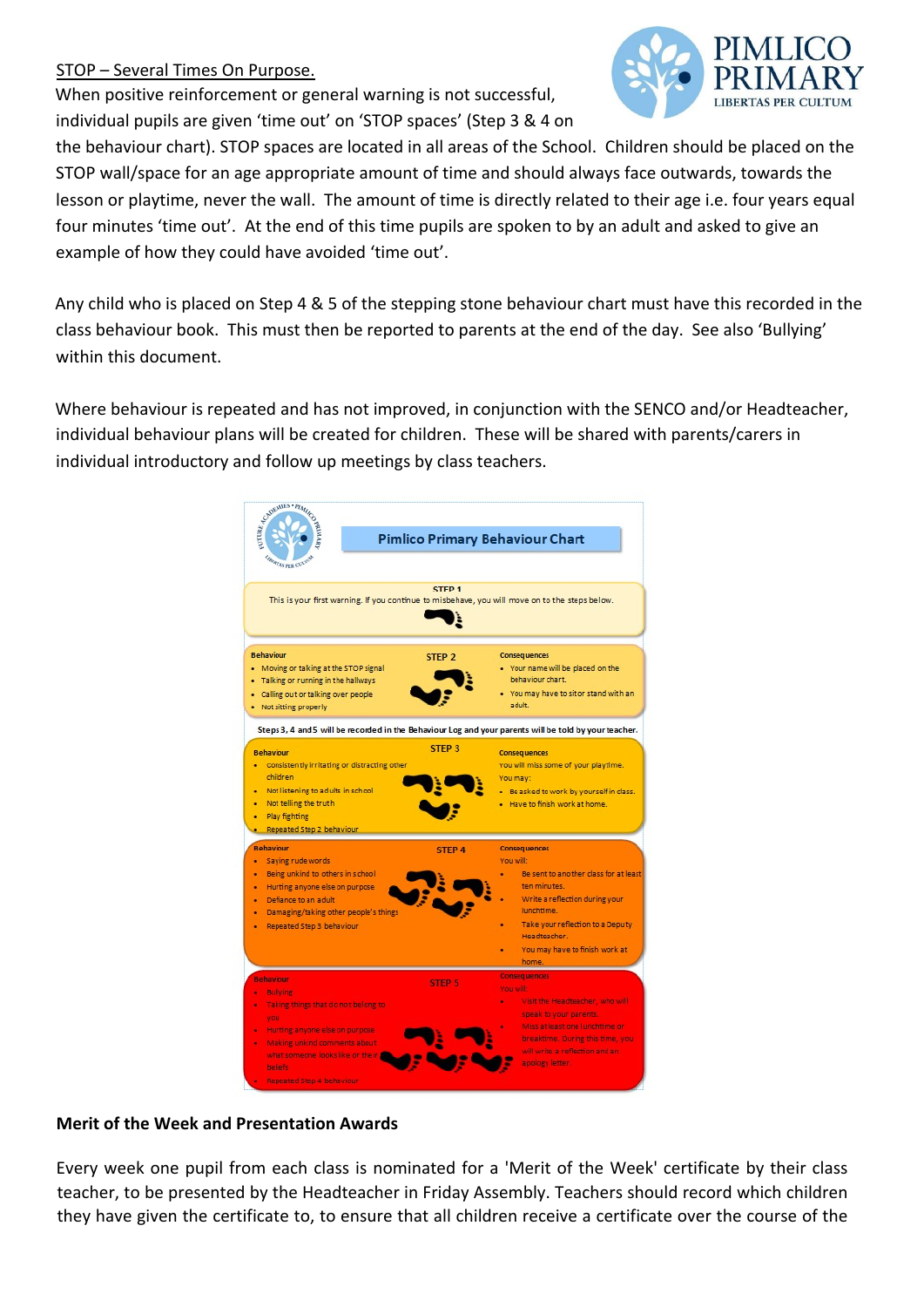STOP – Several Times On Purpose.

When positive reinforcement or general warning is not successful, individual pupils are given 'time out' on 'STOP spaces' (Step 3 & 4 on the behaviour chart). STOP spaces are located in all areas of the School. Children should be placed on the STOP wall/space for an age appropriate amount of time and should always face outwards, towards the lesson or playtime, never the wall. The amount of time is directly related to their age i.e. four years equal four minutes 'time out'. At the end of this time pupils are spoken to by an adult and asked to give an example of how they could have avoided 'time out'.

Any child who is placed on Step 4 & 5 of the stepping stone behaviour chart must have this recorded in the class behaviour book. This must then be reported to parents at the end of the day. See also 'Bullying' within this document.

Where behaviour is repeated and has not improved, in conjunction with the SENCO and/or Headteacher, individual behaviour plans will be created for children. These will be shared with parents/carers in individual introductory and follow up meetings by class teachers.

**Pimlico Primary Behaviour Chart**

**STEP 1**

This is your first warning. If you continue to misbehave, you will move on to the steps below.

**STEP 2**

| Behaviour | Consequences |
|---|---|
| • Moving or taking at the STOP signal<br>• Talking or running in the hallways<br>• Calling out or talking over people<br>• Not sitting properly | • Your name will be placed on the behaviour chart.<br>• You may have to sit or stand with an adult. |

Steps 3, 4 and 5 will be recorded in the Behaviour Log and your parents will be told by your teacher.

**STEP 3**

| Behaviour | Consequences |
|---|---|
| • Consistently irritating or distracting other children<br>• Not listening to adults in school<br>• Not telling the truth<br>• Play fighting<br>• Repeated Step 2 behaviour | You will miss some of your playtime.<br>You may:<br>• Be asked to work by yourself in class.<br>• Have to finish work at home. |

**STEP 4**

| Behaviour | Consequences |
|---|---|
| • Saying rude words<br>• Being unkind to others in school<br>• Hurting anyone else on purpose<br>• Defiance to an adult<br>• Damaging/taking other people's things<br>• Repeated Step 3 behaviour | You will:<br>• Be sent to another class for at least ten minutes.<br>• Write a reflection during your lunchtime.<br>• Take your reflection to a Deputy Headteacher.<br>• You may have to finish work at home. |

**STEP 5**

| Behaviour | Consequences |
|---|---|
| • Bullying<br>• Taking things that do not belong to you<br>• Hurting anyone else on purpose<br>• Making unkind comments about what someone looks like or their beliefs<br>• Repeated Step 4 behaviour | You will:<br>• Visit the Headteacher, who will speak to your parents.<br>• Miss at least one lunchtime or breaktime. During this time, you will write a reflection and an apology letter. |

**Merit of the Week and Presentation Awards**

Every week one pupil from each class is nominated for a 'Merit of the Week' certificate by their class teacher, to be presented by the Headteacher in Friday Assembly. Teachers should record which children they have given the certificate to, to ensure that all children receive a certificate over the course of the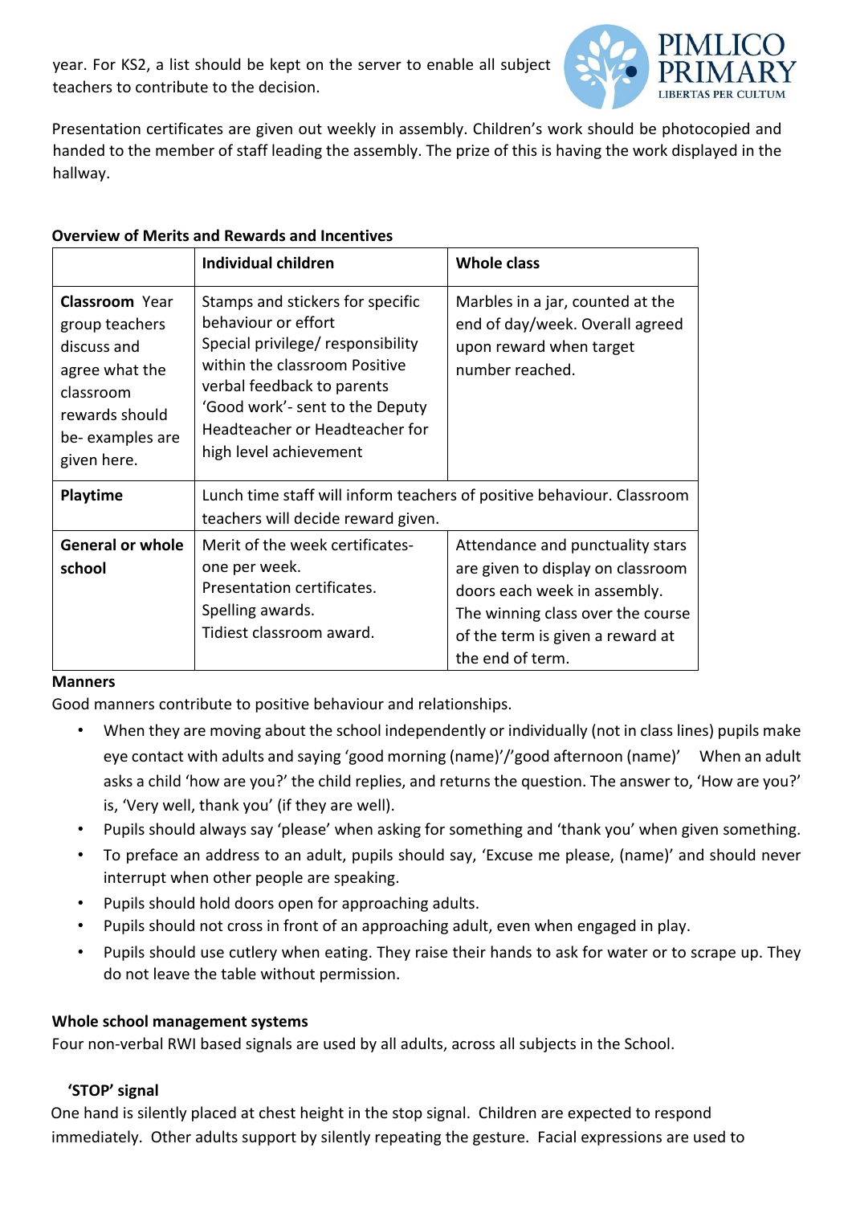year. For KS2, a list should be kept on the server to enable all subject teachers to contribute to the decision.

Presentation certificates are given out weekly in assembly. Children's work should be photocopied and handed to the member of staff leading the assembly. The prize of this is having the work displayed in the hallway.

**Overview of Merits and Rewards and Incentives**

| | **Individual children** | **Whole class** |
|---|---|---|
| **Classroom** Year group teachers discuss and agree what the classroom rewards should be- examples are given here. | Stamps and stickers for specific behaviour or effort<br>Special privilege/ responsibility within the classroom Positive verbal feedback to parents<br>'Good work'- sent to the Deputy Headteacher or Headteacher for high level achievement | Marbles in a jar, counted at the end of day/week. Overall agreed upon reward when target number reached. |
| **Playtime** | Lunch time staff will inform teachers of positive behaviour. Classroom teachers will decide reward given. | |
| **General or whole school** | Merit of the week certificates- one per week.<br>Presentation certificates.<br>Spelling awards.<br>Tidiest classroom award. | Attendance and punctuality stars are given to display on classroom doors each week in assembly. The winning class over the course of the term is given a reward at the end of term. |

**Manners**

Good manners contribute to positive behaviour and relationships.

- When they are moving about the school independently or individually (not in class lines) pupils make eye contact with adults and saying 'good morning (name)'/'good afternoon (name)' When an adult asks a child 'how are you?' the child replies, and returns the question. The answer to, 'How are you?' is, 'Very well, thank you' (if they are well).
- Pupils should always say 'please' when asking for something and 'thank you' when given something.
- To preface an address to an adult, pupils should say, 'Excuse me please, (name)' and should never interrupt when other people are speaking.
- Pupils should hold doors open for approaching adults.
- Pupils should not cross in front of an approaching adult, even when engaged in play.
- Pupils should use cutlery when eating. They raise their hands to ask for water or to scrape up. They do not leave the table without permission.

**Whole school management systems**

Four non-verbal RWI based signals are used by all adults, across all subjects in the School.

**'STOP' signal**

One hand is silently placed at chest height in the stop signal. Children are expected to respond immediately. Other adults support by silently repeating the gesture. Facial expressions are used to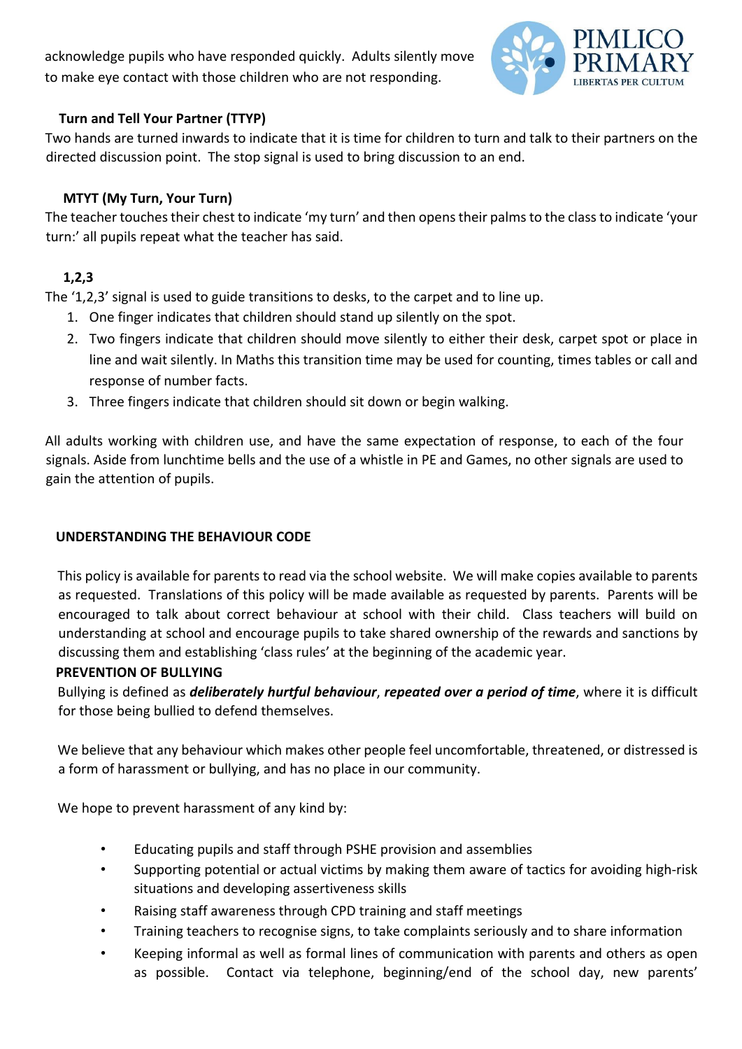acknowledge pupils who have responded quickly. Adults silently move to make eye contact with those children who are not responding.

### Turn and Tell Your Partner (TTYP)

Two hands are turned inwards to indicate that it is time for children to turn and talk to their partners on the directed discussion point. The stop signal is used to bring discussion to an end.

### MTYT (My Turn, Your Turn)

The teacher touches their chest to indicate 'my turn' and then opens their palms to the class to indicate 'your turn:' all pupils repeat what the teacher has said.

### 1,2,3

The '1,2,3' signal is used to guide transitions to desks, to the carpet and to line up.

1. One finger indicates that children should stand up silently on the spot.
2. Two fingers indicate that children should move silently to either their desk, carpet spot or place in line and wait silently. In Maths this transition time may be used for counting, times tables or call and response of number facts.
3. Three fingers indicate that children should sit down or begin walking.

All adults working with children use, and have the same expectation of response, to each of the four signals. Aside from lunchtime bells and the use of a whistle in PE and Games, no other signals are used to gain the attention of pupils.

## UNDERSTANDING THE BEHAVIOUR CODE

This policy is available for parents to read via the school website. We will make copies available to parents as requested. Translations of this policy will be made available as requested by parents. Parents will be encouraged to talk about correct behaviour at school with their child. Class teachers will build on understanding at school and encourage pupils to take shared ownership of the rewards and sanctions by discussing them and establishing 'class rules' at the beginning of the academic year.

## PREVENTION OF BULLYING

Bullying is defined as ***deliberately hurtful behaviour***, ***repeated over a period of time***, where it is difficult for those being bullied to defend themselves.

We believe that any behaviour which makes other people feel uncomfortable, threatened, or distressed is a form of harassment or bullying, and has no place in our community.

We hope to prevent harassment of any kind by:

- Educating pupils and staff through PSHE provision and assemblies
- Supporting potential or actual victims by making them aware of tactics for avoiding high-risk situations and developing assertiveness skills
- Raising staff awareness through CPD training and staff meetings
- Training teachers to recognise signs, to take complaints seriously and to share information
- Keeping informal as well as formal lines of communication with parents and others as open as possible. Contact via telephone, beginning/end of the school day, new parents'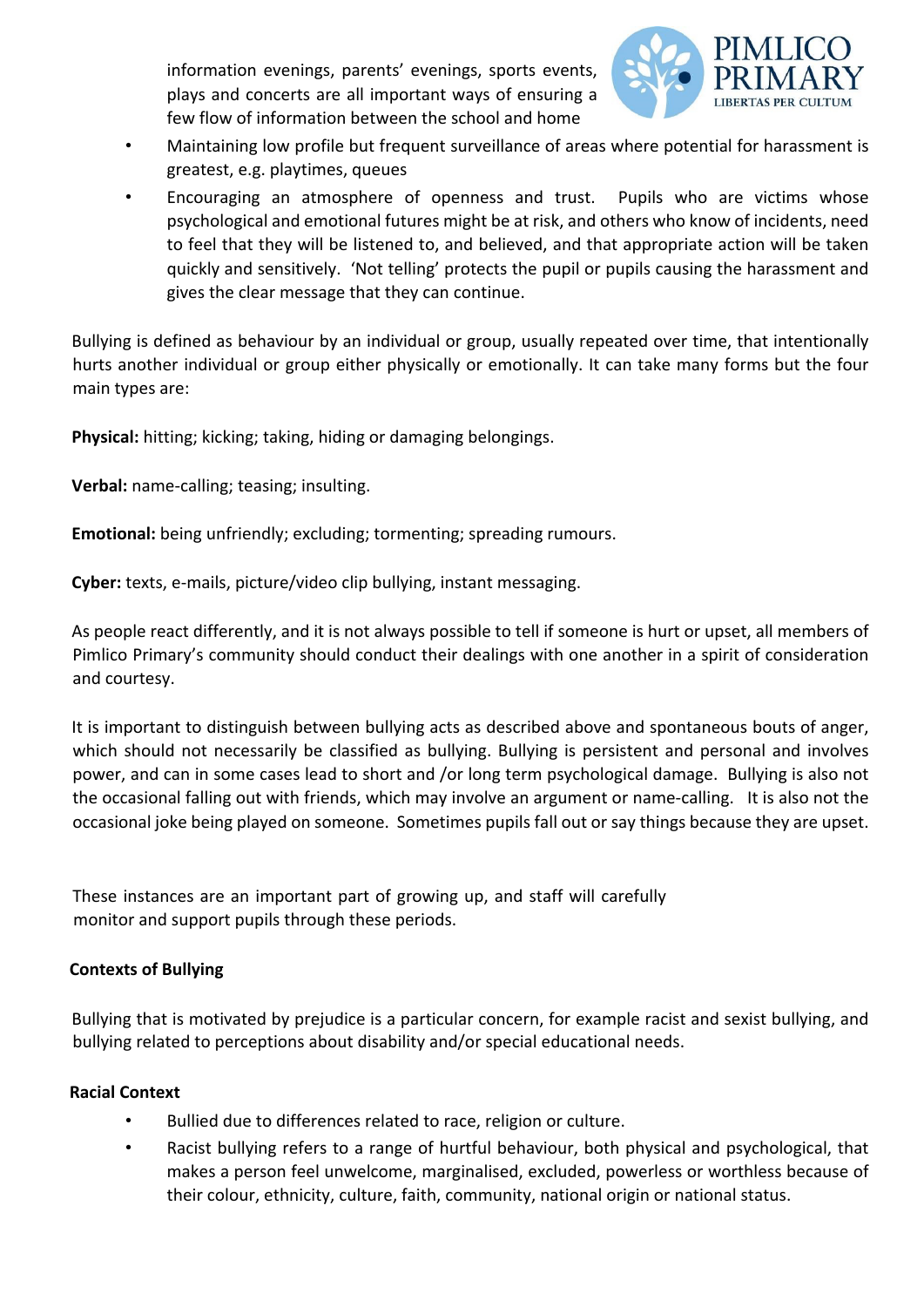information evenings, parents' evenings, sports events, plays and concerts are all important ways of ensuring a few flow of information between the school and home

- Maintaining low profile but frequent surveillance of areas where potential for harassment is greatest, e.g. playtimes, queues
- Encouraging an atmosphere of openness and trust. Pupils who are victims whose psychological and emotional futures might be at risk, and others who know of incidents, need to feel that they will be listened to, and believed, and that appropriate action will be taken quickly and sensitively. 'Not telling' protects the pupil or pupils causing the harassment and gives the clear message that they can continue.

Bullying is defined as behaviour by an individual or group, usually repeated over time, that intentionally hurts another individual or group either physically or emotionally. It can take many forms but the four main types are:

**Physical:** hitting; kicking; taking, hiding or damaging belongings.

**Verbal:** name-calling; teasing; insulting.

**Emotional:** being unfriendly; excluding; tormenting; spreading rumours.

**Cyber:** texts, e-mails, picture/video clip bullying, instant messaging.

As people react differently, and it is not always possible to tell if someone is hurt or upset, all members of Pimlico Primary's community should conduct their dealings with one another in a spirit of consideration and courtesy.

It is important to distinguish between bullying acts as described above and spontaneous bouts of anger, which should not necessarily be classified as bullying. Bullying is persistent and personal and involves power, and can in some cases lead to short and /or long term psychological damage. Bullying is also not the occasional falling out with friends, which may involve an argument or name-calling. It is also not the occasional joke being played on someone. Sometimes pupils fall out or say things because they are upset.

These instances are an important part of growing up, and staff will carefully monitor and support pupils through these periods.

**Contexts of Bullying**

Bullying that is motivated by prejudice is a particular concern, for example racist and sexist bullying, and bullying related to perceptions about disability and/or special educational needs.

**Racial Context**

- Bullied due to differences related to race, religion or culture.
- Racist bullying refers to a range of hurtful behaviour, both physical and psychological, that makes a person feel unwelcome, marginalised, excluded, powerless or worthless because of their colour, ethnicity, culture, faith, community, national origin or national status.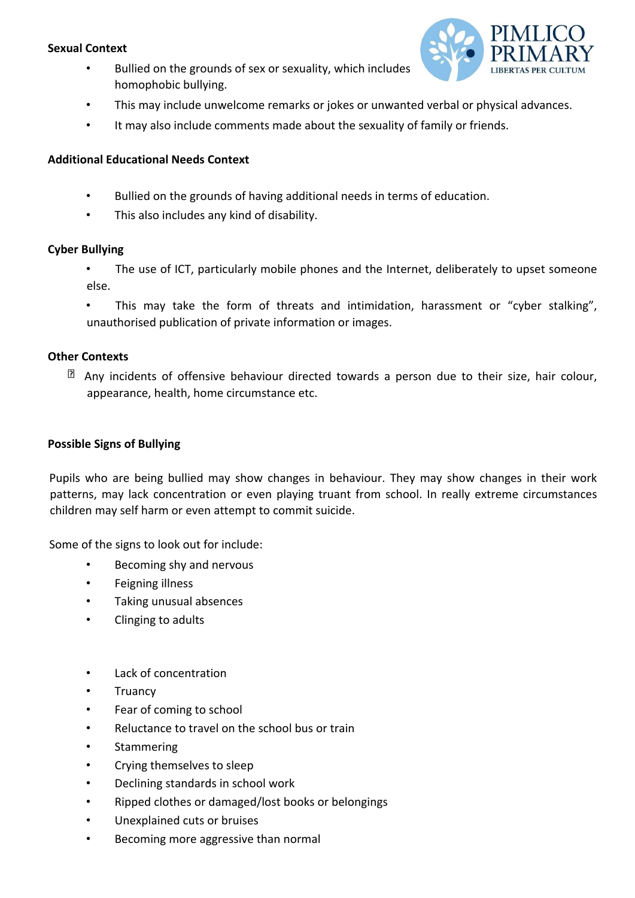**Sexual Context**

- Bullied on the grounds of sex or sexuality, which includes homophobic bullying.
- This may include unwelcome remarks or jokes or unwanted verbal or physical advances.
- It may also include comments made about the sexuality of family or friends.

**Additional Educational Needs Context**

- Bullied on the grounds of having additional needs in terms of education.
- This also includes any kind of disability.

**Cyber Bullying**

- The use of ICT, particularly mobile phones and the Internet, deliberately to upset someone else.
- This may take the form of threats and intimidation, harassment or "cyber stalking", unauthorised publication of private information or images.

**Other Contexts**

- Any incidents of offensive behaviour directed towards a person due to their size, hair colour, appearance, health, home circumstance etc.

**Possible Signs of Bullying**

Pupils who are being bullied may show changes in behaviour. They may show changes in their work patterns, may lack concentration or even playing truant from school. In really extreme circumstances children may self harm or even attempt to commit suicide.

Some of the signs to look out for include:

- Becoming shy and nervous
- Feigning illness
- Taking unusual absences
- Clinging to adults
- Lack of concentration
- Truancy
- Fear of coming to school
- Reluctance to travel on the school bus or train
- Stammering
- Crying themselves to sleep
- Declining standards in school work
- Ripped clothes or damaged/lost books or belongings
- Unexplained cuts or bruises
- Becoming more aggressive than normal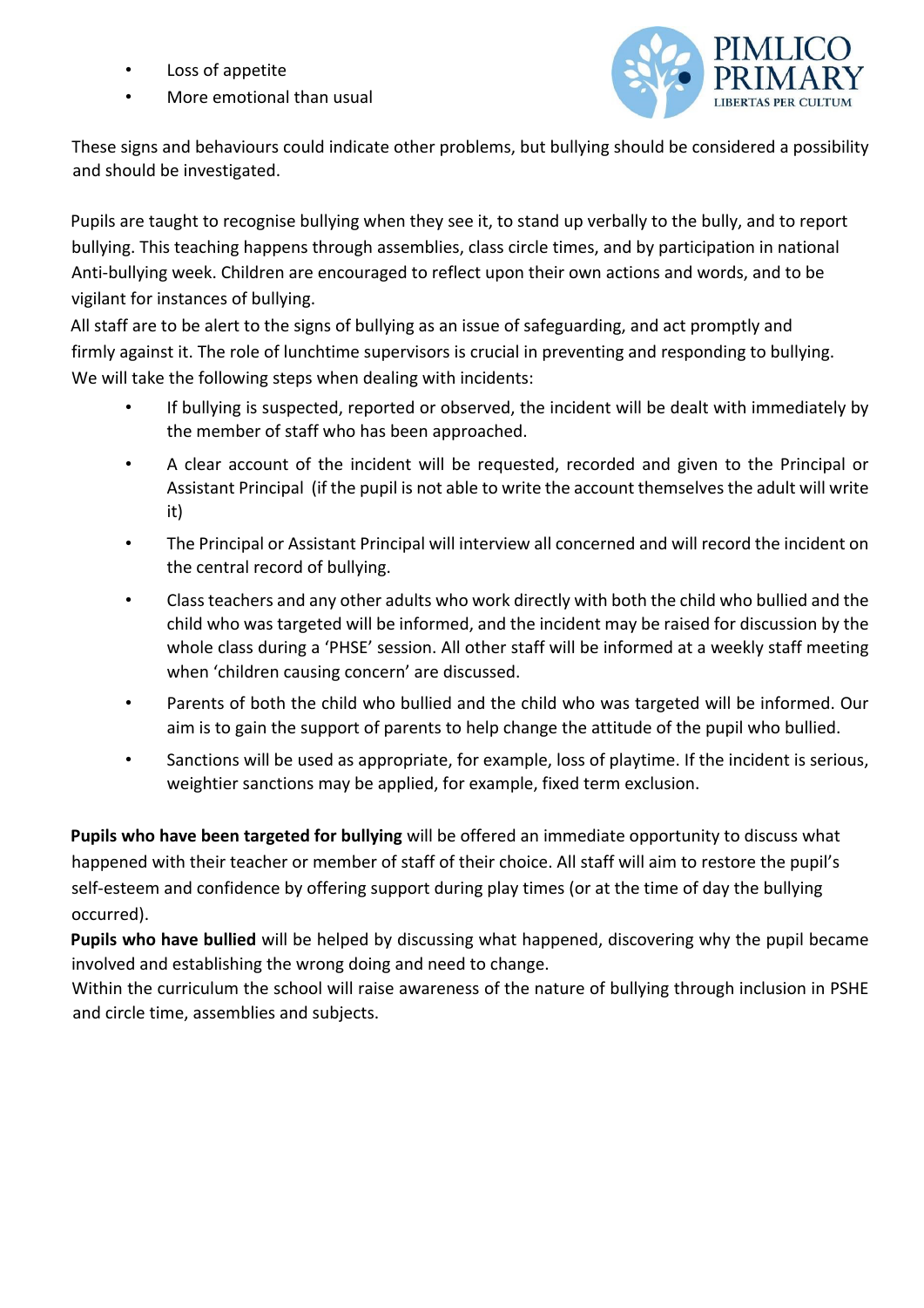- Loss of appetite
- More emotional than usual

These signs and behaviours could indicate other problems, but bullying should be considered a possibility and should be investigated.

Pupils are taught to recognise bullying when they see it, to stand up verbally to the bully, and to report bullying. This teaching happens through assemblies, class circle times, and by participation in national Anti-bullying week. Children are encouraged to reflect upon their own actions and words, and to be vigilant for instances of bullying.

All staff are to be alert to the signs of bullying as an issue of safeguarding, and act promptly and firmly against it. The role of lunchtime supervisors is crucial in preventing and responding to bullying. We will take the following steps when dealing with incidents:

- If bullying is suspected, reported or observed, the incident will be dealt with immediately by the member of staff who has been approached.
- A clear account of the incident will be requested, recorded and given to the Principal or Assistant Principal (if the pupil is not able to write the account themselves the adult will write it)
- The Principal or Assistant Principal will interview all concerned and will record the incident on the central record of bullying.
- Class teachers and any other adults who work directly with both the child who bullied and the child who was targeted will be informed, and the incident may be raised for discussion by the whole class during a 'PHSE' session. All other staff will be informed at a weekly staff meeting when 'children causing concern' are discussed.
- Parents of both the child who bullied and the child who was targeted will be informed. Our aim is to gain the support of parents to help change the attitude of the pupil who bullied.
- Sanctions will be used as appropriate, for example, loss of playtime. If the incident is serious, weightier sanctions may be applied, for example, fixed term exclusion.

**Pupils who have been targeted for bullying** will be offered an immediate opportunity to discuss what happened with their teacher or member of staff of their choice. All staff will aim to restore the pupil's self-esteem and confidence by offering support during play times (or at the time of day the bullying occurred).

**Pupils who have bullied** will be helped by discussing what happened, discovering why the pupil became involved and establishing the wrong doing and need to change.

Within the curriculum the school will raise awareness of the nature of bullying through inclusion in PSHE and circle time, assemblies and subjects.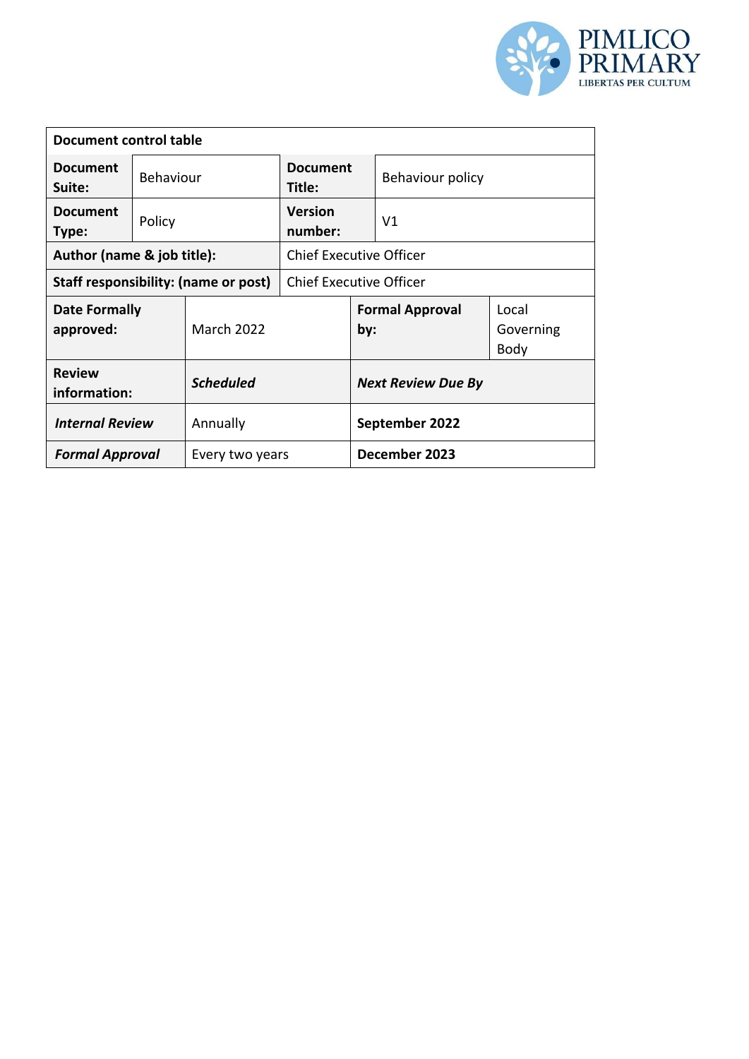| Document control table | | | |
|---|---|---|---|
| **Document Suite:** | Behaviour | **Document Title:** | Behaviour policy |
| **Document Type:** | Policy | **Version number:** | V1 |
| **Author (name & job title):** | | Chief Executive Officer | |
| **Staff responsibility: (name or post)** | | Chief Executive Officer | |
| **Date Formally approved:** | March 2022 | **Formal Approval by:** | Local Governing Body |
| **Review information:** | ***Scheduled*** | ***Next Review Due By*** | |
| ***Internal Review*** | Annually | **September 2022** | |
| ***Formal Approval*** | Every two years | **December 2023** | |